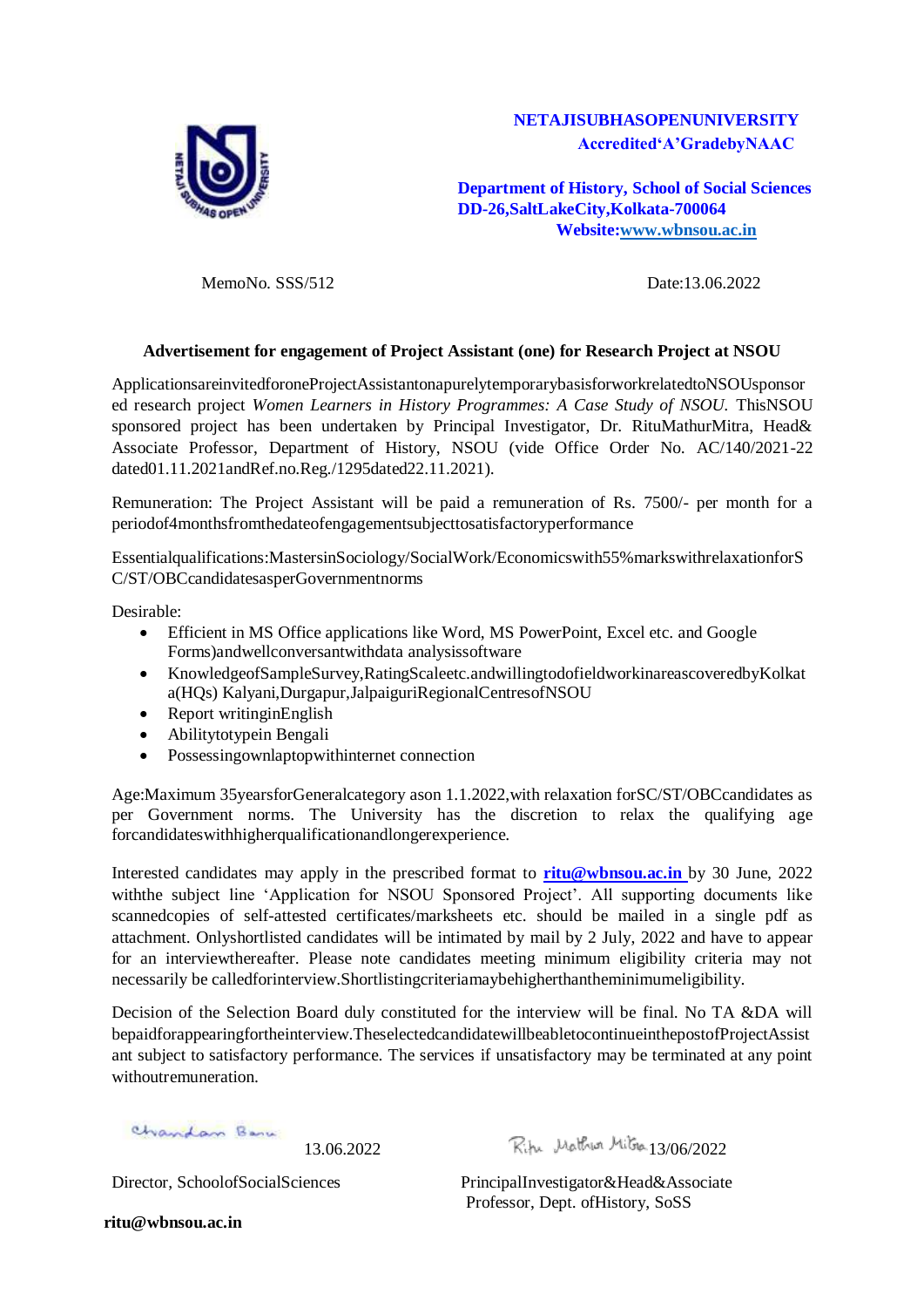**NETAJISUBHASOPENUNIVERSITY**
**Accredited'A'GradebyNAAC**

**Department of History, School of Social Sciences**
**DD-26,SaltLakeCity,Kolkata-700064**
**Website:[www.wbnsou.ac.in](http://www.wbnsou.ac.in)**

MemoNo. SSS/512 Date:13.06.2022

**Advertisement for engagement of Project Assistant (one) for Research Project at NSOU**

ApplicationsareinvitedforoneProjectAssistantonapurelytemporarybasisforworkrelatedtoNSOUsponsored research project *Women Learners in History Programmes: A Case Study of NSOU.* ThisNSOU sponsored project has been undertaken by Principal Investigator, Dr. RituMathurMitra, Head& Associate Professor, Department of History, NSOU (vide Office Order No. AC/140/2021-22 dated01.11.2021andRef.no.Reg./1295dated22.11.2021).

Remuneration: The Project Assistant will be paid a remuneration of Rs. 7500/- per month for a periodof4monthsfromthedateofengagementsubjecttosatisfactoryperformance

Essentialqualifications:MastersinSociology/SocialWork/Economicswith55%markswithrelaxationforSC/ST/OBCcandidatesasperGovernmentnorms

Desirable:

- Efficient in MS Office applications like Word, MS PowerPoint, Excel etc. and Google Forms)andwellconversantwithdata analysissoftware
- KnowledgeofSampleSurvey,RatingScaleetc.andwillingtodofieldworkinareascoveredbyKolkata(HQs) Kalyani,Durgapur,JalpaiguriRegionalCentresofNSOU
- Report writinginEnglish
- Abilitytotypein Bengali
- Possessingownlaptopwithinternet connection

Age:Maximum 35yearsforGeneralcategory ason 1.1.2022,with relaxation forSC/ST/OBCcandidates as per Government norms. The University has the discretion to relax the qualifying age forcandidateswithhigherqualificationandlongerexperience.

Interested candidates may apply in the prescribed format to **[ritu@wbnsou.ac.in](mailto:ritu@wbnsou.ac.in)** by 30 June, 2022 withthe subject line 'Application for NSOU Sponsored Project'. All supporting documents like scannedcopies of self-attested certificates/marksheets etc. should be mailed in a single pdf as attachment. Onlyshortlisted candidates will be intimated by mail by 2 July, 2022 and have to appear for an interviewthereafter. Please note candidates meeting minimum eligibility criteria may not necessarily be calledforinterview.Shortlistingcriteriamaybehigherthantheminimumeligibility.

Decision of the Selection Board duly constituted for the interview will be final. No TA &DA will bepaidforappearingfortheinterview.TheselectedcandidatewillbeabletocontinueinthepostofProjectAssistant subject to satisfactory performance. The services if unsatisfactory may be terminated at any point withoutremuneration.

Chandan Basu 13.06.2022

Director, SchoolofSocialSciences

Ritu Mathur Mitra 13/06/2022

PrincipalInvestigator&Head&Associate Professor, Dept. ofHistory, SoSS

**ritu@wbnsou.ac.in**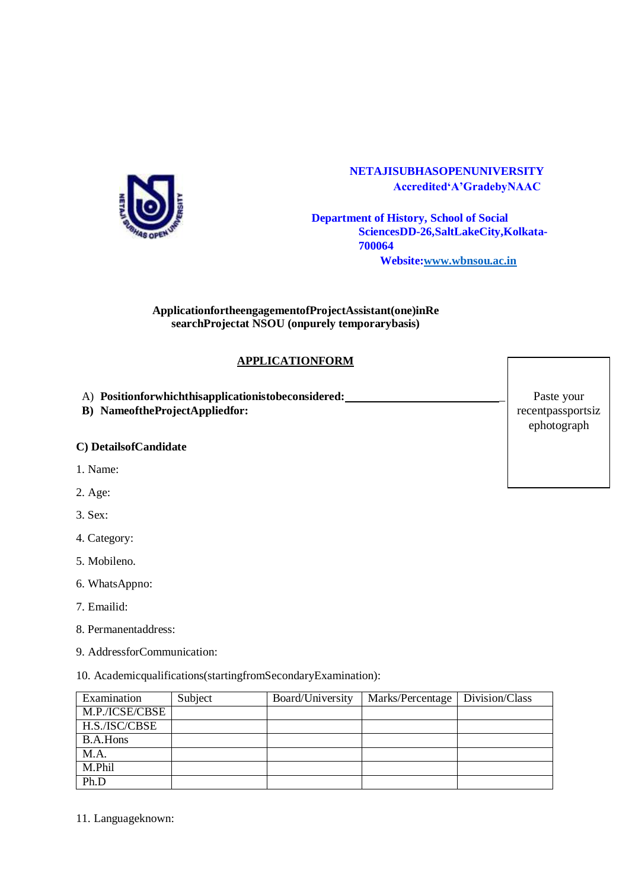**NETAJISUBHASOPENUNIVERSITY**
**Accredited'A'GradebyNAAC**

**Department of History, School of Social SciencesDD-26,SaltLakeCity,Kolkata-700064**
**Website:[www.wbnsou.ac.in](http://www.wbnsou.ac.in)**

**ApplicationfortheengagementofProjectAssistant(one)inResearchProjectat NSOU (onpurely temporarybasis)**

**APPLICATIONFORM**

Paste your recentpassportsizephotograph

A) **Positionforwhichthisapplicationistobeconsidered:**\_\_\_\_\_\_\_\_\_\_\_\_\_\_\_\_\_\_\_\_\_\_\_\_\_\_\_\_
B) **NameoftheProjectAppliedfor:**

**C) DetailsofCandidate**

1. Name:
2. Age:
3. Sex:
4. Category:
5. Mobileno.
6. WhatsAppno:
7. Emailid:
8. Permanentaddress:
9. AddressforCommunication:
10. Academicqualifications(startingfromSecondaryExamination):

| Examination | Subject | Board/University | Marks/Percentage | Division/Class |
|---|---|---|---|---|
| M.P./ICSE/CBSE | | | | |
| H.S./ISC/CBSE | | | | |
| B.A.Hons | | | | |
| M.A. | | | | |
| M.Phil | | | | |
| Ph.D | | | | |

11. Languageknown: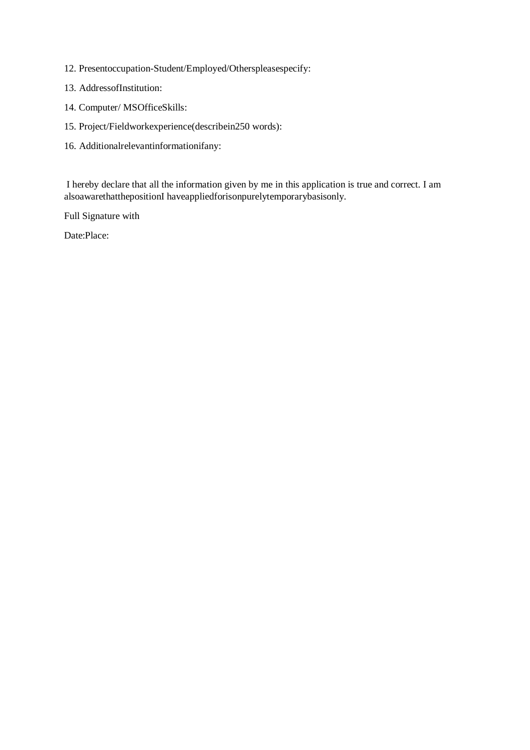12. Presentoccupation-Student/Employed/Otherspleasespecify:
13. AddressofInstitution:
14. Computer/ MSOfficeSkills:
15. Project/Fieldworkexperience(describein250 words):
16. Additionalrelevantinformationifany:

I hereby declare that all the information given by me in this application is true and correct. I am alsoawarethatthepositionI haveappliedforisonpurelytemporarybasisonly.

Full Signature with

Date:Place: